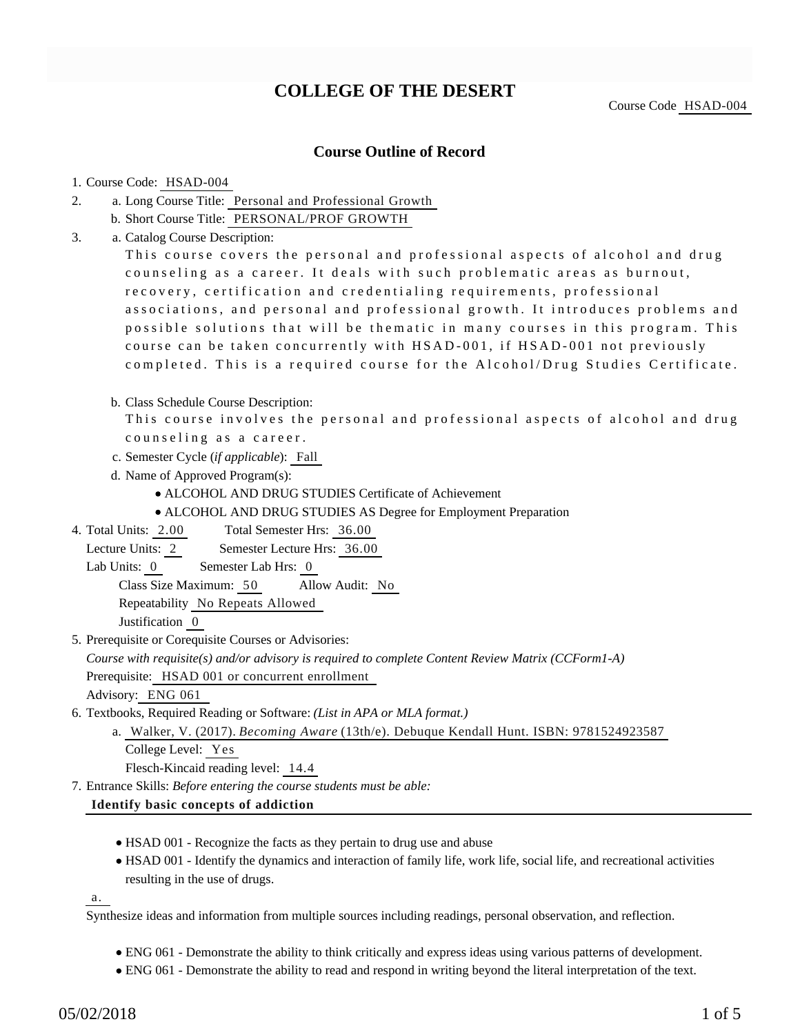# COLLEGE OF THE DESERT

Course Code HSAD-004

## Course Outline of Record

1. Course Code: HSAD-004
2. a. Long Course Title: Personal and Professional Growth
   b. Short Course Title: PERSONAL/PROF GROWTH
3. a. Catalog Course Description:
   This course covers the personal and professional aspects of alcohol and drug counseling as a career. It deals with such problematic areas as burnout, recovery, certification and credentialing requirements, professional associations, and personal and professional growth. It introduces problems and possible solutions that will be thematic in many courses in this program. This course can be taken concurrently with HSAD-001, if HSAD-001 not previously completed. This is a required course for the Alcohol/Drug Studies Certificate.

   b. Class Schedule Course Description:
   This course involves the personal and professional aspects of alcohol and drug counseling as a career.

   c. Semester Cycle (*if applicable*): Fall

   d. Name of Approved Program(s):
   - ALCOHOL AND DRUG STUDIES Certificate of Achievement
   - ALCOHOL AND DRUG STUDIES AS Degree for Employment Preparation
4. Total Units: 2.00 Total Semester Hrs: 36.00
   Lecture Units: 2 Semester Lecture Hrs: 36.00
   Lab Units: 0 Semester Lab Hrs: 0
   Class Size Maximum: 50 Allow Audit: No
   Repeatability No Repeats Allowed
   Justification 0
5. Prerequisite or Corequisite Courses or Advisories:
   *Course with requisite(s) and/or advisory is required to complete Content Review Matrix (CCForm1-A)*
   Prerequisite: HSAD 001 or concurrent enrollment
   Advisory: ENG 061
6. Textbooks, Required Reading or Software: *(List in APA or MLA format.)*
   a. Walker, V. (2017). *Becoming Aware* (13th/e). Debuque Kendall Hunt. ISBN: 9781524923587
   College Level: Yes
   Flesch-Kincaid reading level: 14.4
7. Entrance Skills: *Before entering the course students must be able:*

   **Identify basic concepts of addiction**

   - HSAD 001 - Recognize the facts as they pertain to drug use and abuse
   - HSAD 001 - Identify the dynamics and interaction of family life, work life, social life, and recreational activities resulting in the use of drugs.

   a.

   Synthesize ideas and information from multiple sources including readings, personal observation, and reflection.

   - ENG 061 - Demonstrate the ability to think critically and express ideas using various patterns of development.
   - ENG 061 - Demonstrate the ability to read and respond in writing beyond the literal interpretation of the text.

05/02/2018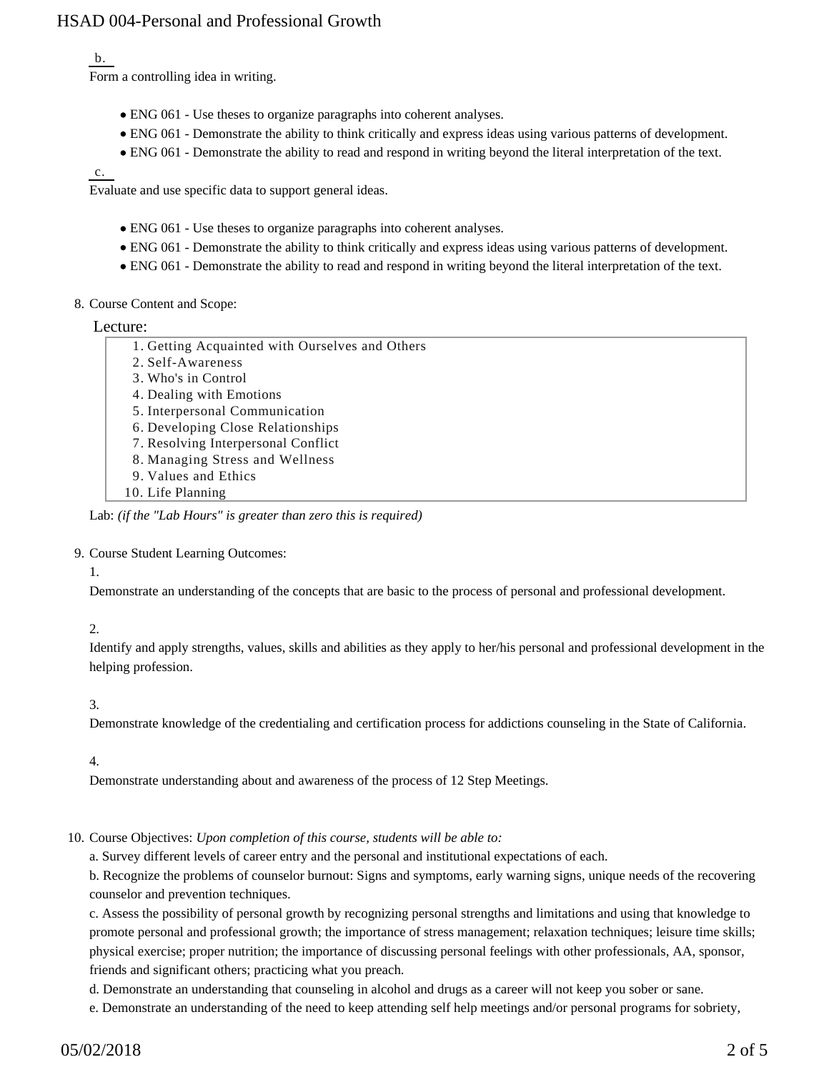b.

Form a controlling idea in writing.

- ENG 061 - Use theses to organize paragraphs into coherent analyses.
- ENG 061 - Demonstrate the ability to think critically and express ideas using various patterns of development.
- ENG 061 - Demonstrate the ability to read and respond in writing beyond the literal interpretation of the text.

c.

Evaluate and use specific data to support general ideas.

- ENG 061 - Use theses to organize paragraphs into coherent analyses.
- ENG 061 - Demonstrate the ability to think critically and express ideas using various patterns of development.
- ENG 061 - Demonstrate the ability to read and respond in writing beyond the literal interpretation of the text.

8. Course Content and Scope:

Lecture:

1. Getting Acquainted with Ourselves and Others
2. Self-Awareness
3. Who's in Control
4. Dealing with Emotions
5. Interpersonal Communication
6. Developing Close Relationships
7. Resolving Interpersonal Conflict
8. Managing Stress and Wellness
9. Values and Ethics
10. Life Planning

Lab: *(if the "Lab Hours" is greater than zero this is required)*

9. Course Student Learning Outcomes:

1.

Demonstrate an understanding of the concepts that are basic to the process of personal and professional development.

2.

Identify and apply strengths, values, skills and abilities as they apply to her/his personal and professional development in the helping profession.

3.

Demonstrate knowledge of the credentialing and certification process for addictions counseling in the State of California.

4.

Demonstrate understanding about and awareness of the process of 12 Step Meetings.

10. Course Objectives: *Upon completion of this course, students will be able to:*

a. Survey different levels of career entry and the personal and institutional expectations of each.

b. Recognize the problems of counselor burnout: Signs and symptoms, early warning signs, unique needs of the recovering counselor and prevention techniques.

c. Assess the possibility of personal growth by recognizing personal strengths and limitations and using that knowledge to promote personal and professional growth; the importance of stress management; relaxation techniques; leisure time skills; physical exercise; proper nutrition; the importance of discussing personal feelings with other professionals, AA, sponsor, friends and significant others; practicing what you preach.

d. Demonstrate an understanding that counseling in alcohol and drugs as a career will not keep you sober or sane.

e. Demonstrate an understanding of the need to keep attending self help meetings and/or personal programs for sobriety,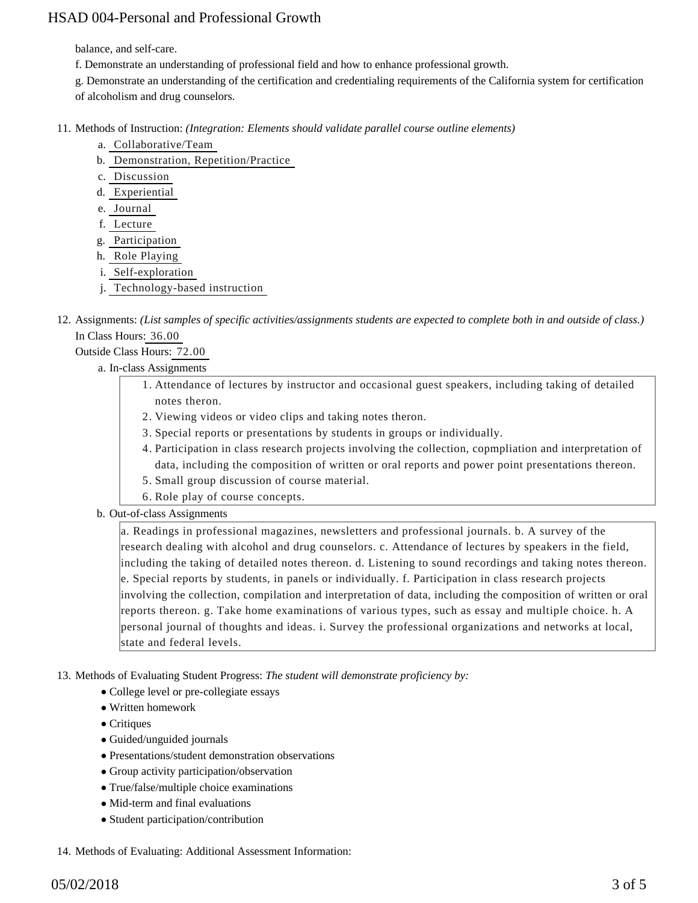balance, and self-care.

f. Demonstrate an understanding of professional field and how to enhance professional growth.

g. Demonstrate an understanding of the certification and credentialing requirements of the California system for certification of alcoholism and drug counselors.

11. Methods of Instruction: *(Integration: Elements should validate parallel course outline elements)*
    a. Collaborative/Team
    b. Demonstration, Repetition/Practice
    c. Discussion
    d. Experiential
    e. Journal
    f. Lecture
    g. Participation
    h. Role Playing
    i. Self-exploration
    j. Technology-based instruction

12. Assignments: *(List samples of specific activities/assignments students are expected to complete both in and outside of class.)*
    In Class Hours: 36.00
    Outside Class Hours: 72.00
    a. In-class Assignments
        1. Attendance of lectures by instructor and occasional guest speakers, including taking of detailed notes theron.
        2. Viewing videos or video clips and taking notes theron.
        3. Special reports or presentations by students in groups or individually.
        4. Participation in class research projects involving the collection, copmpliation and interpretation of data, including the composition of written or oral reports and power point presentations thereon.
        5. Small group discussion of course material.
        6. Role play of course concepts.

    b. Out-of-class Assignments

        a. Readings in professional magazines, newsletters and professional journals. b. A survey of the research dealing with alcohol and drug counselors. c. Attendance of lectures by speakers in the field, including the taking of detailed notes thereon. d. Listening to sound recordings and taking notes thereon. e. Special reports by students, in panels or individually. f. Participation in class research projects involving the collection, compilation and interpretation of data, including the composition of written or oral reports thereon. g. Take home examinations of various types, such as essay and multiple choice. h. A personal journal of thoughts and ideas. i. Survey the professional organizations and networks at local, state and federal levels.

13. Methods of Evaluating Student Progress: *The student will demonstrate proficiency by:*
    - College level or pre-collegiate essays
    - Written homework
    - Critiques
    - Guided/unguided journals
    - Presentations/student demonstration observations
    - Group activity participation/observation
    - True/false/multiple choice examinations
    - Mid-term and final evaluations
    - Student participation/contribution

14. Methods of Evaluating: Additional Assessment Information: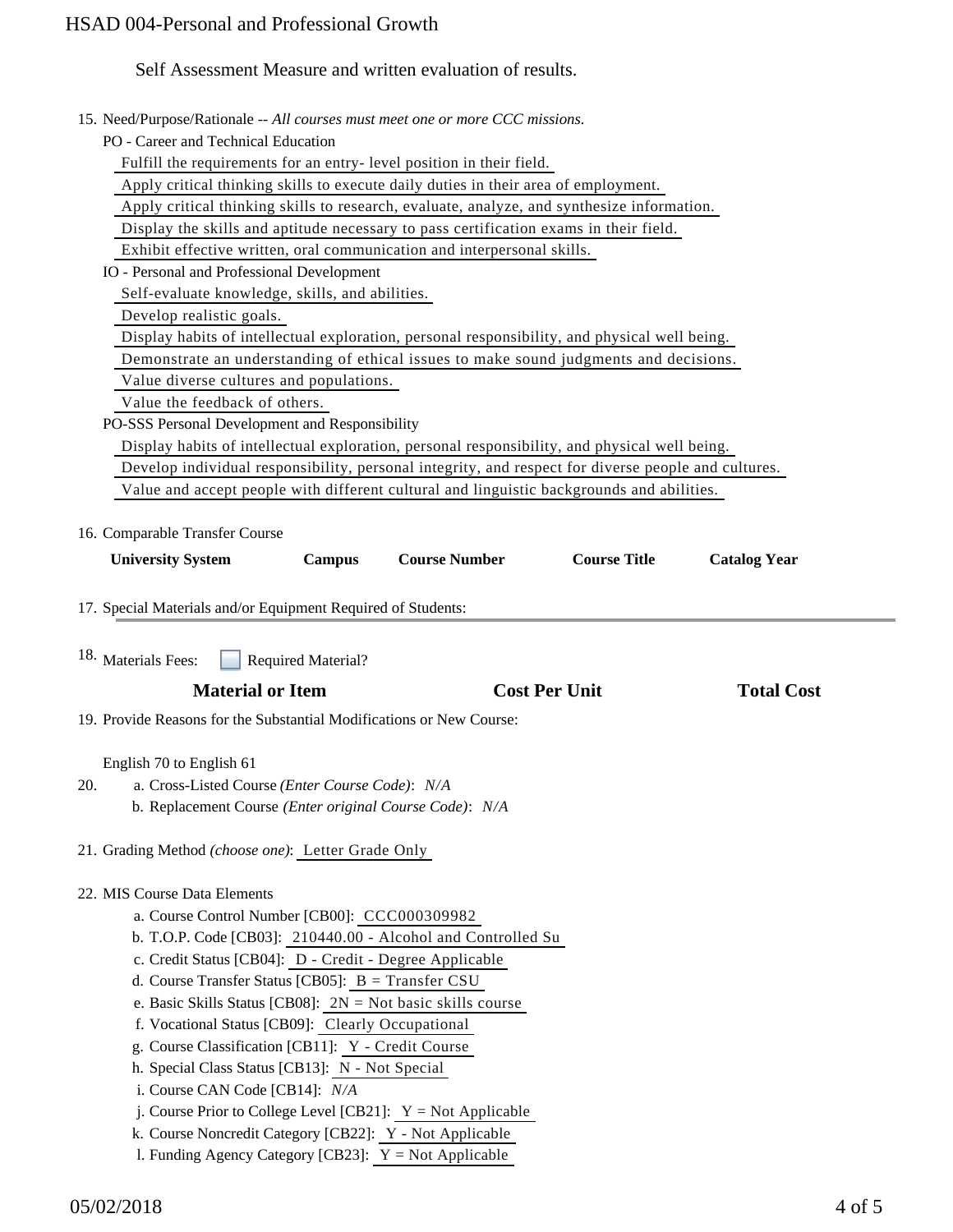Self Assessment Measure and written evaluation of results.

15. Need/Purpose/Rationale -- *All courses must meet one or more CCC missions.*

    PO - Career and Technical Education

    Fulfill the requirements for an entry- level position in their field.

    Apply critical thinking skills to execute daily duties in their area of employment.

    Apply critical thinking skills to research, evaluate, analyze, and synthesize information.

    Display the skills and aptitude necessary to pass certification exams in their field.

    Exhibit effective written, oral communication and interpersonal skills.

    IO - Personal and Professional Development

    Self-evaluate knowledge, skills, and abilities.

    Develop realistic goals.

    Display habits of intellectual exploration, personal responsibility, and physical well being.

    Demonstrate an understanding of ethical issues to make sound judgments and decisions.

    Value diverse cultures and populations.

    Value the feedback of others.

    PO-SSS Personal Development and Responsibility

    Display habits of intellectual exploration, personal responsibility, and physical well being.

    Develop individual responsibility, personal integrity, and respect for diverse people and cultures.

    Value and accept people with different cultural and linguistic backgrounds and abilities.

16. Comparable Transfer Course

| University System | Campus | Course Number | Course Title | Catalog Year |
|---|---|---|---|---|

17. Special Materials and/or Equipment Required of Students:

18. Materials Fees: ☐ Required Material?

| Material or Item | Cost Per Unit | Total Cost |
|---|---|---|

19. Provide Reasons for the Substantial Modifications or New Course:

    English 70 to English 61

20. a. Cross-Listed Course *(Enter Course Code)*: *N/A*

    b. Replacement Course *(Enter original Course Code)*: *N/A*

21. Grading Method *(choose one)*: Letter Grade Only

22. MIS Course Data Elements

    a. Course Control Number [CB00]: CCC000309982

    b. T.O.P. Code [CB03]: 210440.00 - Alcohol and Controlled Su

    c. Credit Status [CB04]: D - Credit - Degree Applicable

    d. Course Transfer Status [CB05]: B = Transfer CSU

    e. Basic Skills Status [CB08]: 2N = Not basic skills course

    f. Vocational Status [CB09]: Clearly Occupational

    g. Course Classification [CB11]: Y - Credit Course

    h. Special Class Status [CB13]: N - Not Special

    i. Course CAN Code [CB14]: *N/A*

    j. Course Prior to College Level [CB21]: Y = Not Applicable

    k. Course Noncredit Category [CB22]: Y - Not Applicable

    l. Funding Agency Category [CB23]: Y = Not Applicable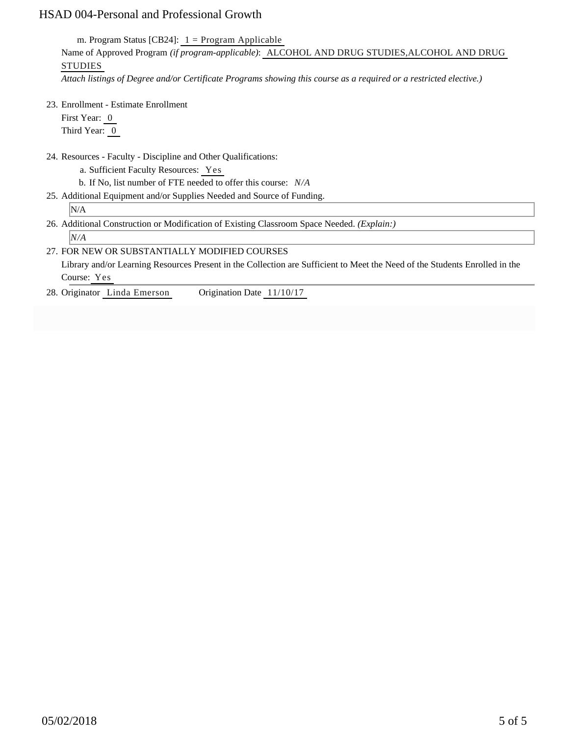m. Program Status [CB24]: 1 = Program Applicable

Name of Approved Program *(if program-applicable)*: ALCOHOL AND DRUG STUDIES,ALCOHOL AND DRUG STUDIES

*Attach listings of Degree and/or Certificate Programs showing this course as a required or a restricted elective.)*

23. Enrollment - Estimate Enrollment

    First Year: 0

    Third Year: 0

24. Resources - Faculty - Discipline and Other Qualifications:

    a. Sufficient Faculty Resources: Yes

    b. If No, list number of FTE needed to offer this course: *N/A*

25. Additional Equipment and/or Supplies Needed and Source of Funding.

    N/A

26. Additional Construction or Modification of Existing Classroom Space Needed. *(Explain:)*

    *N/A*

27. FOR NEW OR SUBSTANTIALLY MODIFIED COURSES

    Library and/or Learning Resources Present in the Collection are Sufficient to Meet the Need of the Students Enrolled in the Course: Yes

28. Originator Linda Emerson Origination Date 11/10/17